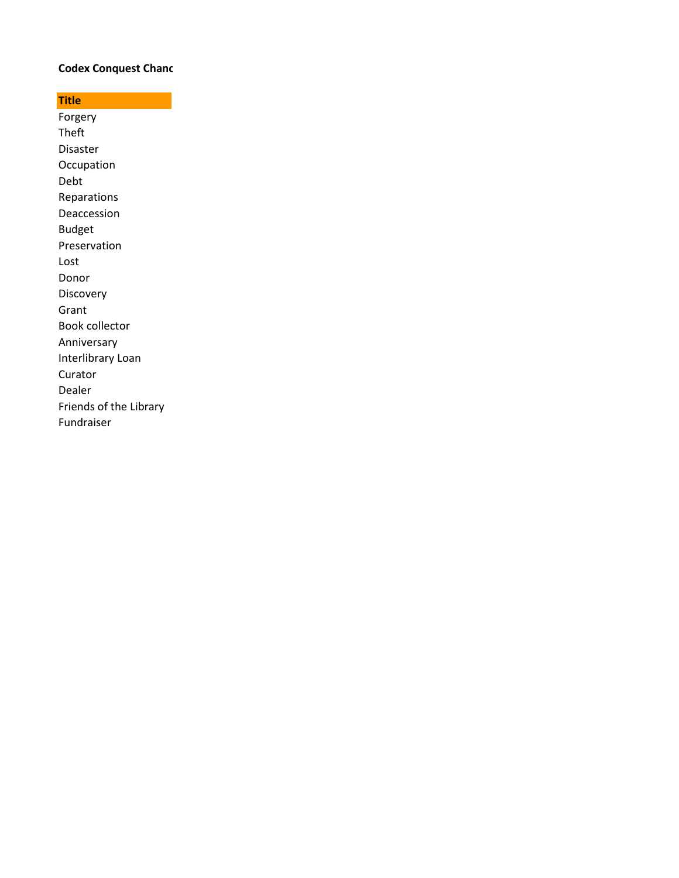**Codex Conquest Chanc**

| Title |
| --- |
| Forgery |
| Theft |
| Disaster |
| Occupation |
| Debt |
| Reparations |
| Deaccession |
| Budget |
| Preservation |
| Lost |
| Donor |
| Discovery |
| Grant |
| Book collector |
| Anniversary |
| Interlibrary Loan |
| Curator |
| Dealer |
| Friends of the Library |
| Fundraiser |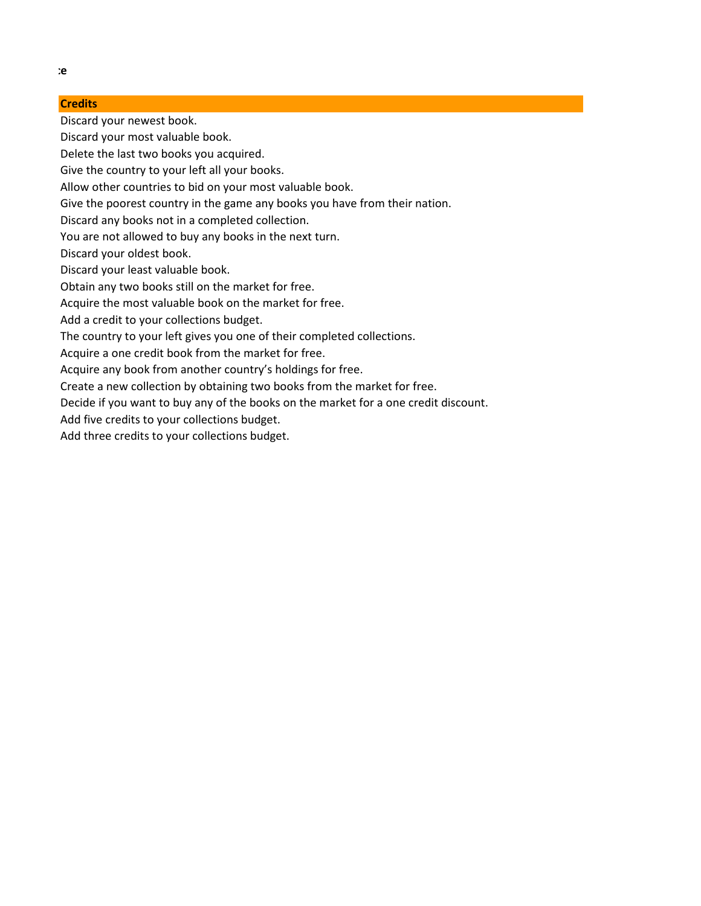:e

**Credits**

Discard your newest book.
Discard your most valuable book.
Delete the last two books you acquired.
Give the country to your left all your books.
Allow other countries to bid on your most valuable book.
Give the poorest country in the game any books you have from their nation.
Discard any books not in a completed collection.
You are not allowed to buy any books in the next turn.
Discard your oldest book.
Discard your least valuable book.
Obtain any two books still on the market for free.
Acquire the most valuable book on the market for free.
Add a credit to your collections budget.
The country to your left gives you one of their completed collections.
Acquire a one credit book from the market for free.
Acquire any book from another country's holdings for free.
Create a new collection by obtaining two books from the market for free.
Decide if you want to buy any of the books on the market for a one credit discount.
Add five credits to your collections budget.
Add three credits to your collections budget.